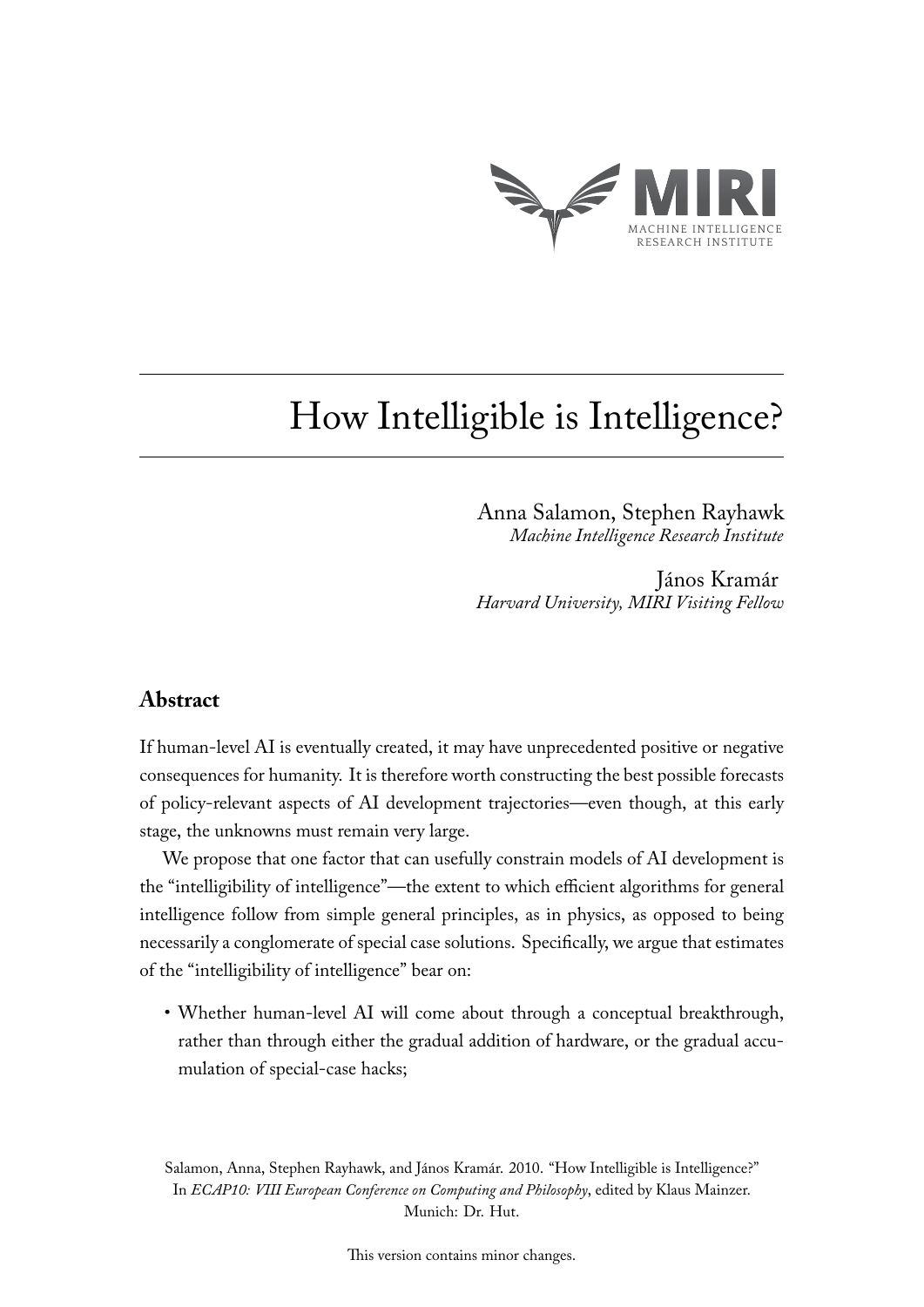MIRI
MACHINE INTELLIGENCE
RESEARCH INSTITUTE

# How Intelligible is Intelligence?

Anna Salamon, Stephen Rayhawk
*Machine Intelligence Research Institute*

János Kramár
*Harvard University, MIRI Visiting Fellow*

## Abstract

If human-level AI is eventually created, it may have unprecedented positive or negative consequences for humanity. It is therefore worth constructing the best possible forecasts of policy-relevant aspects of AI development trajectories—even though, at this early stage, the unknowns must remain very large.

We propose that one factor that can usefully constrain models of AI development is the "intelligibility of intelligence"—the extent to which efficient algorithms for general intelligence follow from simple general principles, as in physics, as opposed to being necessarily a conglomerate of special case solutions. Specifically, we argue that estimates of the "intelligibility of intelligence" bear on:

- Whether human-level AI will come about through a conceptual breakthrough, rather than through either the gradual addition of hardware, or the gradual accumulation of special-case hacks;

Salamon, Anna, Stephen Rayhawk, and János Kramár. 2010. "How Intelligible is Intelligence?" In *ECAP10: VIII European Conference on Computing and Philosophy*, edited by Klaus Mainzer. Munich: Dr. Hut.

This version contains minor changes.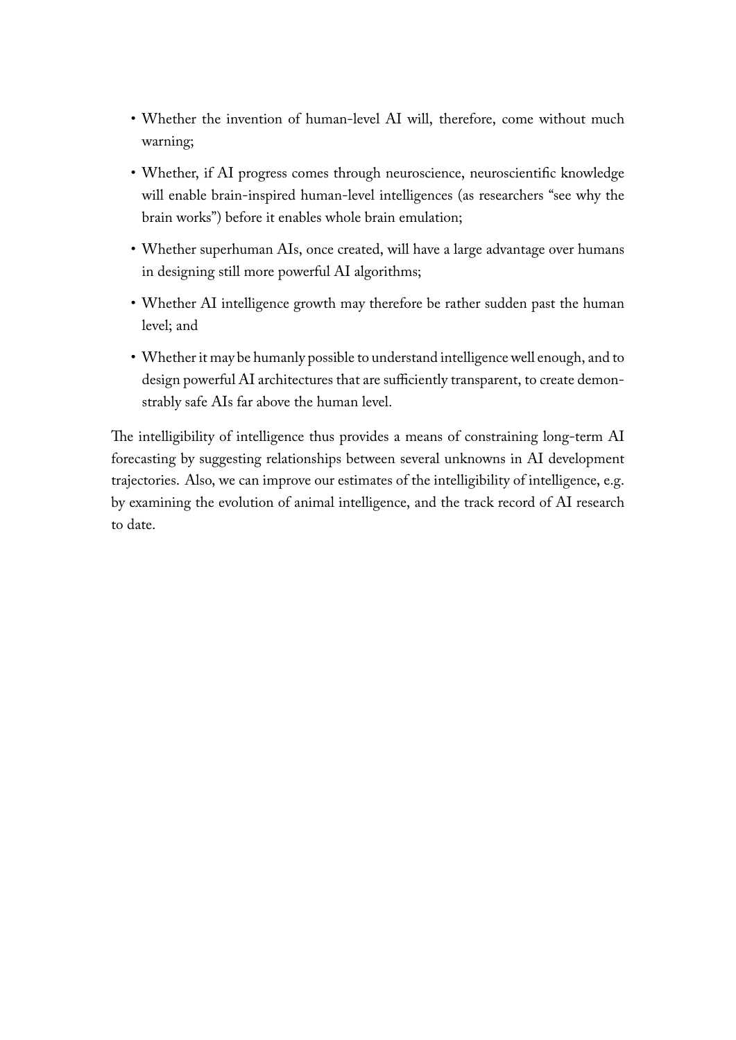- Whether the invention of human-level AI will, therefore, come without much warning;
- Whether, if AI progress comes through neuroscience, neuroscientific knowledge will enable brain-inspired human-level intelligences (as researchers "see why the brain works") before it enables whole brain emulation;
- Whether superhuman AIs, once created, will have a large advantage over humans in designing still more powerful AI algorithms;
- Whether AI intelligence growth may therefore be rather sudden past the human level; and
- Whether it may be humanly possible to understand intelligence well enough, and to design powerful AI architectures that are sufficiently transparent, to create demonstrably safe AIs far above the human level.

The intelligibility of intelligence thus provides a means of constraining long-term AI forecasting by suggesting relationships between several unknowns in AI development trajectories. Also, we can improve our estimates of the intelligibility of intelligence, e.g. by examining the evolution of animal intelligence, and the track record of AI research to date.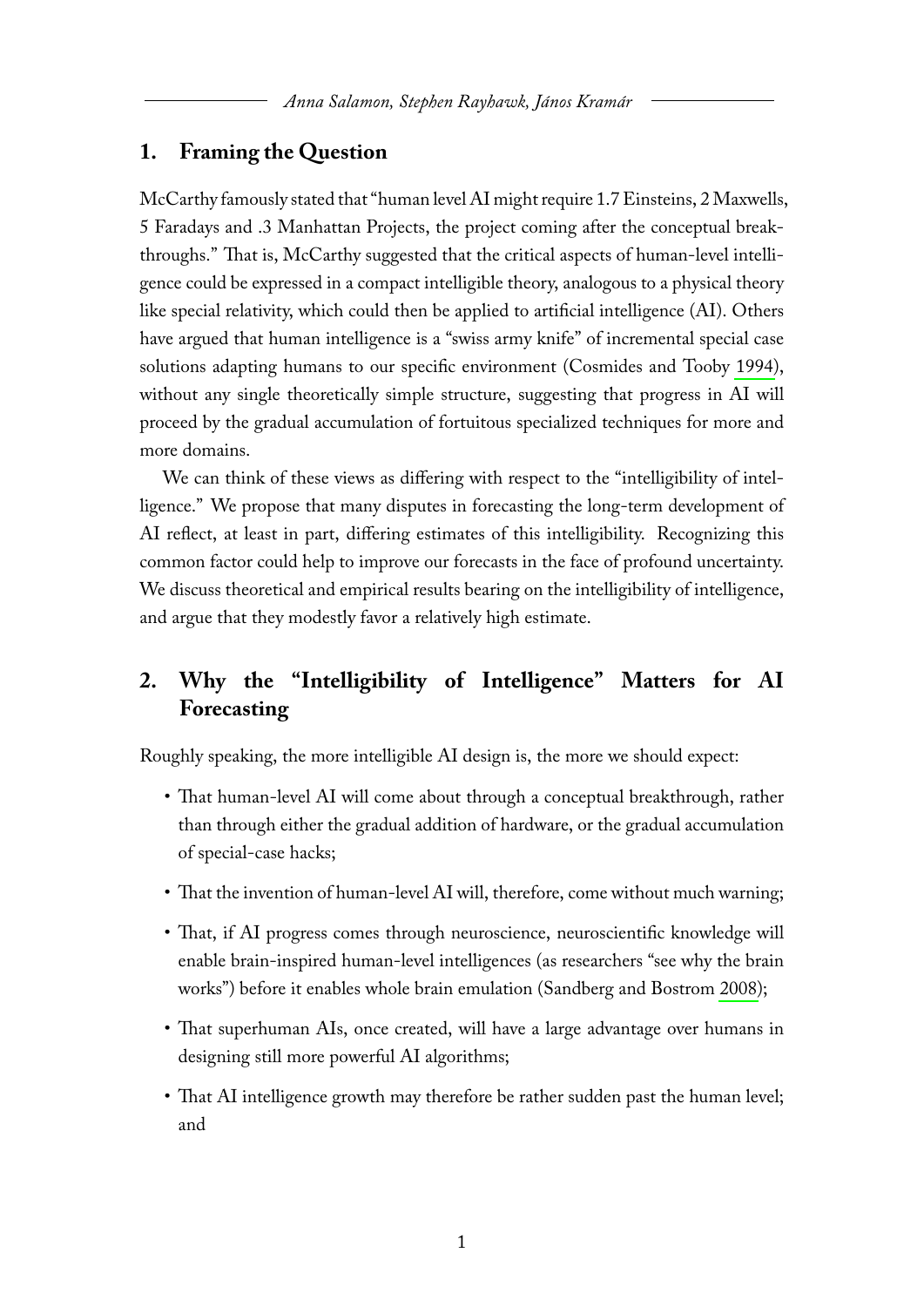## 1. Framing the Question

McCarthy famously stated that "human level AI might require 1.7 Einsteins, 2 Maxwells, 5 Faradays and .3 Manhattan Projects, the project coming after the conceptual breakthroughs." That is, McCarthy suggested that the critical aspects of human-level intelligence could be expressed in a compact intelligible theory, analogous to a physical theory like special relativity, which could then be applied to artificial intelligence (AI). Others have argued that human intelligence is a "swiss army knife" of incremental special case solutions adapting humans to our specific environment (Cosmides and Tooby 1994), without any single theoretically simple structure, suggesting that progress in AI will proceed by the gradual accumulation of fortuitous specialized techniques for more and more domains.

We can think of these views as differing with respect to the "intelligibility of intelligence." We propose that many disputes in forecasting the long-term development of AI reflect, at least in part, differing estimates of this intelligibility. Recognizing this common factor could help to improve our forecasts in the face of profound uncertainty. We discuss theoretical and empirical results bearing on the intelligibility of intelligence, and argue that they modestly favor a relatively high estimate.

## 2. Why the "Intelligibility of Intelligence" Matters for AI Forecasting

Roughly speaking, the more intelligible AI design is, the more we should expect:

- That human-level AI will come about through a conceptual breakthrough, rather than through either the gradual addition of hardware, or the gradual accumulation of special-case hacks;
- That the invention of human-level AI will, therefore, come without much warning;
- That, if AI progress comes through neuroscience, neuroscientific knowledge will enable brain-inspired human-level intelligences (as researchers "see why the brain works") before it enables whole brain emulation (Sandberg and Bostrom 2008);
- That superhuman AIs, once created, will have a large advantage over humans in designing still more powerful AI algorithms;
- That AI intelligence growth may therefore be rather sudden past the human level; and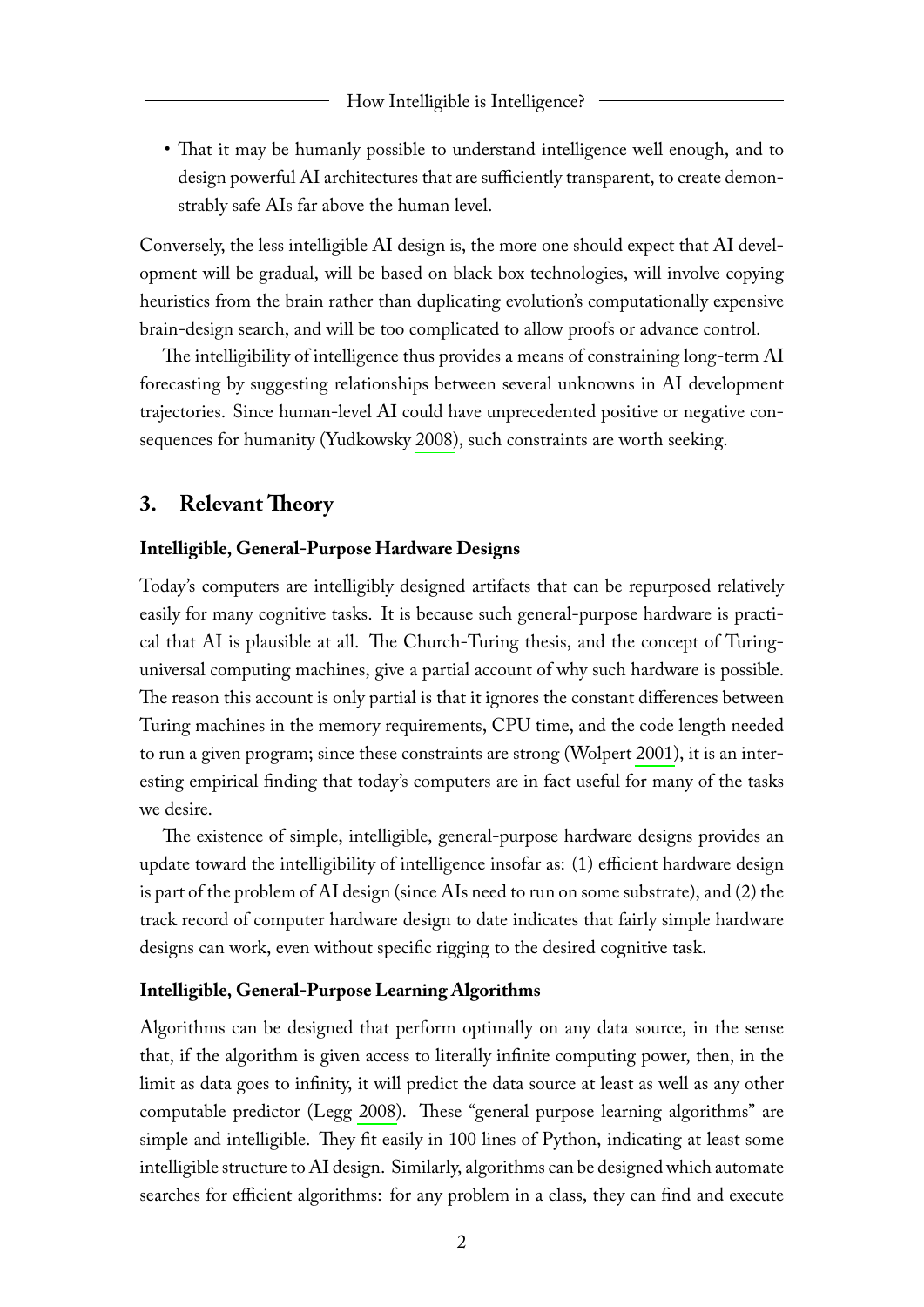- That it may be humanly possible to understand intelligence well enough, and to design powerful AI architectures that are sufficiently transparent, to create demonstrably safe AIs far above the human level.

Conversely, the less intelligible AI design is, the more one should expect that AI development will be gradual, will be based on black box technologies, will involve copying heuristics from the brain rather than duplicating evolution's computationally expensive brain-design search, and will be too complicated to allow proofs or advance control.

The intelligibility of intelligence thus provides a means of constraining long-term AI forecasting by suggesting relationships between several unknowns in AI development trajectories. Since human-level AI could have unprecedented positive or negative consequences for humanity (Yudkowsky 2008), such constraints are worth seeking.

## 3. Relevant Theory

### Intelligible, General-Purpose Hardware Designs

Today's computers are intelligibly designed artifacts that can be repurposed relatively easily for many cognitive tasks. It is because such general-purpose hardware is practical that AI is plausible at all. The Church-Turing thesis, and the concept of Turing-universal computing machines, give a partial account of why such hardware is possible. The reason this account is only partial is that it ignores the constant differences between Turing machines in the memory requirements, CPU time, and the code length needed to run a given program; since these constraints are strong (Wolpert 2001), it is an interesting empirical finding that today's computers are in fact useful for many of the tasks we desire.

The existence of simple, intelligible, general-purpose hardware designs provides an update toward the intelligibility of intelligence insofar as: (1) efficient hardware design is part of the problem of AI design (since AIs need to run on some substrate), and (2) the track record of computer hardware design to date indicates that fairly simple hardware designs can work, even without specific rigging to the desired cognitive task.

### Intelligible, General-Purpose Learning Algorithms

Algorithms can be designed that perform optimally on any data source, in the sense that, if the algorithm is given access to literally infinite computing power, then, in the limit as data goes to infinity, it will predict the data source at least as well as any other computable predictor (Legg 2008). These "general purpose learning algorithms" are simple and intelligible. They fit easily in 100 lines of Python, indicating at least some intelligible structure to AI design. Similarly, algorithms can be designed which automate searches for efficient algorithms: for any problem in a class, they can find and execute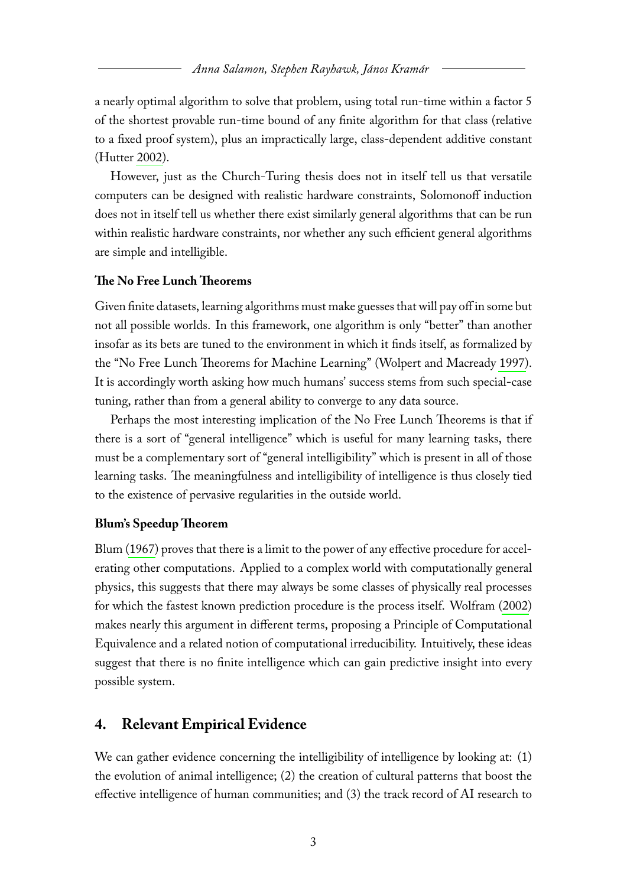a nearly optimal algorithm to solve that problem, using total run-time within a factor 5 of the shortest provable run-time bound of any finite algorithm for that class (relative to a fixed proof system), plus an impractically large, class-dependent additive constant (Hutter 2002).

However, just as the Church-Turing thesis does not in itself tell us that versatile computers can be designed with realistic hardware constraints, Solomonoff induction does not in itself tell us whether there exist similarly general algorithms that can be run within realistic hardware constraints, nor whether any such efficient general algorithms are simple and intelligible.

### The No Free Lunch Theorems

Given finite datasets, learning algorithms must make guesses that will pay off in some but not all possible worlds. In this framework, one algorithm is only "better" than another insofar as its bets are tuned to the environment in which it finds itself, as formalized by the "No Free Lunch Theorems for Machine Learning" (Wolpert and Macready 1997). It is accordingly worth asking how much humans' success stems from such special-case tuning, rather than from a general ability to converge to any data source.

Perhaps the most interesting implication of the No Free Lunch Theorems is that if there is a sort of "general intelligence" which is useful for many learning tasks, there must be a complementary sort of "general intelligibility" which is present in all of those learning tasks. The meaningfulness and intelligibility of intelligence is thus closely tied to the existence of pervasive regularities in the outside world.

### Blum's Speedup Theorem

Blum (1967) proves that there is a limit to the power of any effective procedure for accelerating other computations. Applied to a complex world with computationally general physics, this suggests that there may always be some classes of physically real processes for which the fastest known prediction procedure is the process itself. Wolfram (2002) makes nearly this argument in different terms, proposing a Principle of Computational Equivalence and a related notion of computational irreducibility. Intuitively, these ideas suggest that there is no finite intelligence which can gain predictive insight into every possible system.

## 4. Relevant Empirical Evidence

We can gather evidence concerning the intelligibility of intelligence by looking at: (1) the evolution of animal intelligence; (2) the creation of cultural patterns that boost the effective intelligence of human communities; and (3) the track record of AI research to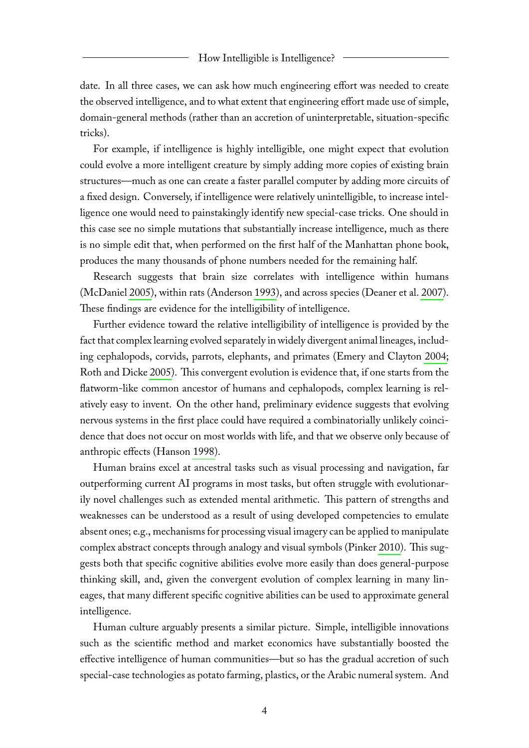date. In all three cases, we can ask how much engineering effort was needed to create the observed intelligence, and to what extent that engineering effort made use of simple, domain-general methods (rather than an accretion of uninterpretable, situation-specific tricks).

For example, if intelligence is highly intelligible, one might expect that evolution could evolve a more intelligent creature by simply adding more copies of existing brain structures—much as one can create a faster parallel computer by adding more circuits of a fixed design. Conversely, if intelligence were relatively unintelligible, to increase intelligence one would need to painstakingly identify new special-case tricks. One should in this case see no simple mutations that substantially increase intelligence, much as there is no simple edit that, when performed on the first half of the Manhattan phone book, produces the many thousands of phone numbers needed for the remaining half.

Research suggests that brain size correlates with intelligence within humans (McDaniel 2005), within rats (Anderson 1993), and across species (Deaner et al. 2007). These findings are evidence for the intelligibility of intelligence.

Further evidence toward the relative intelligibility of intelligence is provided by the fact that complex learning evolved separately in widely divergent animal lineages, including cephalopods, corvids, parrots, elephants, and primates (Emery and Clayton 2004; Roth and Dicke 2005). This convergent evolution is evidence that, if one starts from the flatworm-like common ancestor of humans and cephalopods, complex learning is relatively easy to invent. On the other hand, preliminary evidence suggests that evolving nervous systems in the first place could have required a combinatorially unlikely coincidence that does not occur on most worlds with life, and that we observe only because of anthropic effects (Hanson 1998).

Human brains excel at ancestral tasks such as visual processing and navigation, far outperforming current AI programs in most tasks, but often struggle with evolutionarily novel challenges such as extended mental arithmetic. This pattern of strengths and weaknesses can be understood as a result of using developed competencies to emulate absent ones; e.g., mechanisms for processing visual imagery can be applied to manipulate complex abstract concepts through analogy and visual symbols (Pinker 2010). This suggests both that specific cognitive abilities evolve more easily than does general-purpose thinking skill, and, given the convergent evolution of complex learning in many lineages, that many different specific cognitive abilities can be used to approximate general intelligence.

Human culture arguably presents a similar picture. Simple, intelligible innovations such as the scientific method and market economics have substantially boosted the effective intelligence of human communities—but so has the gradual accretion of such special-case technologies as potato farming, plastics, or the Arabic numeral system. And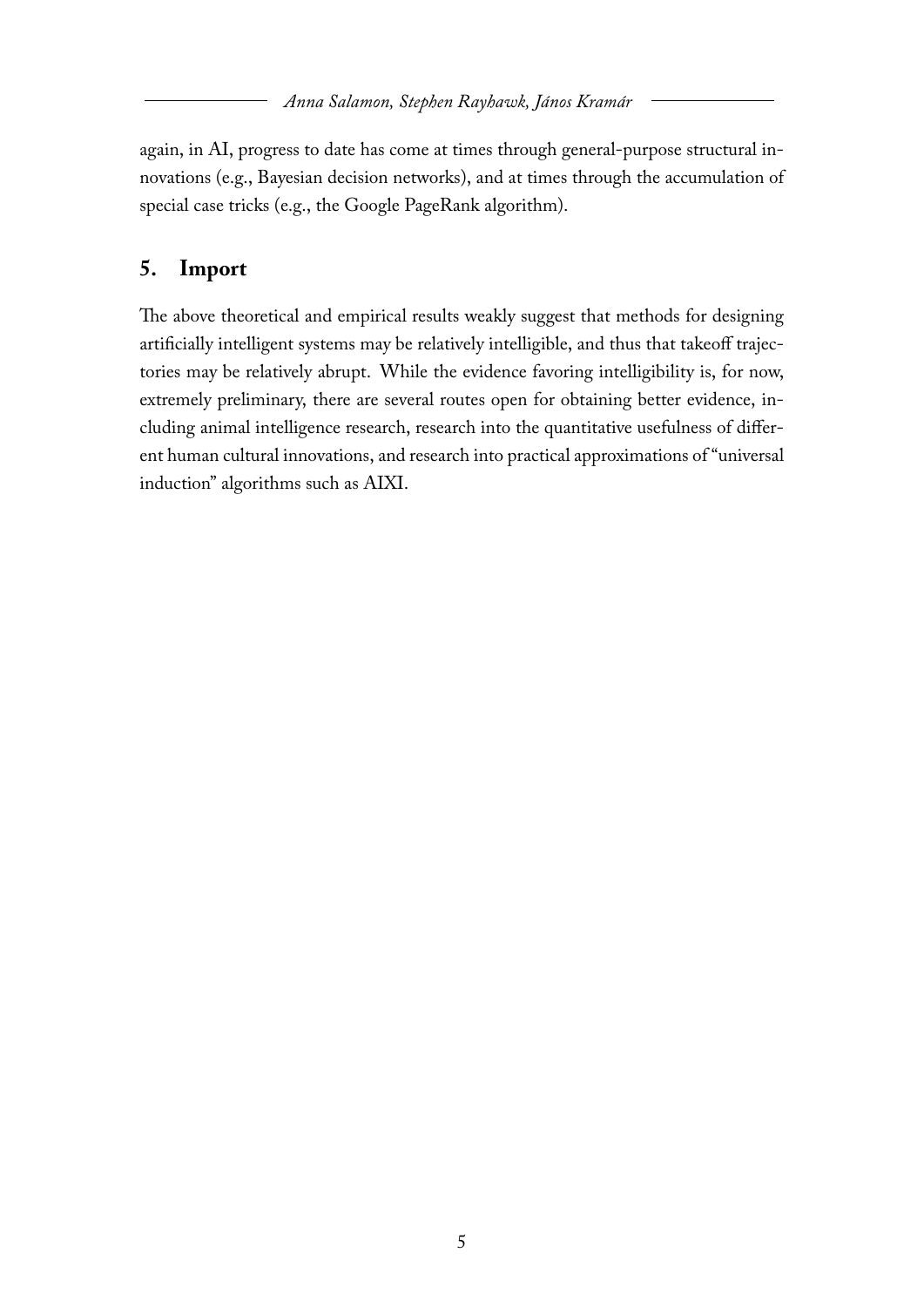again, in AI, progress to date has come at times through general-purpose structural innovations (e.g., Bayesian decision networks), and at times through the accumulation of special case tricks (e.g., the Google PageRank algorithm).

## 5. Import

The above theoretical and empirical results weakly suggest that methods for designing artificially intelligent systems may be relatively intelligible, and thus that takeoff trajectories may be relatively abrupt. While the evidence favoring intelligibility is, for now, extremely preliminary, there are several routes open for obtaining better evidence, including animal intelligence research, research into the quantitative usefulness of different human cultural innovations, and research into practical approximations of "universal induction" algorithms such as AIXI.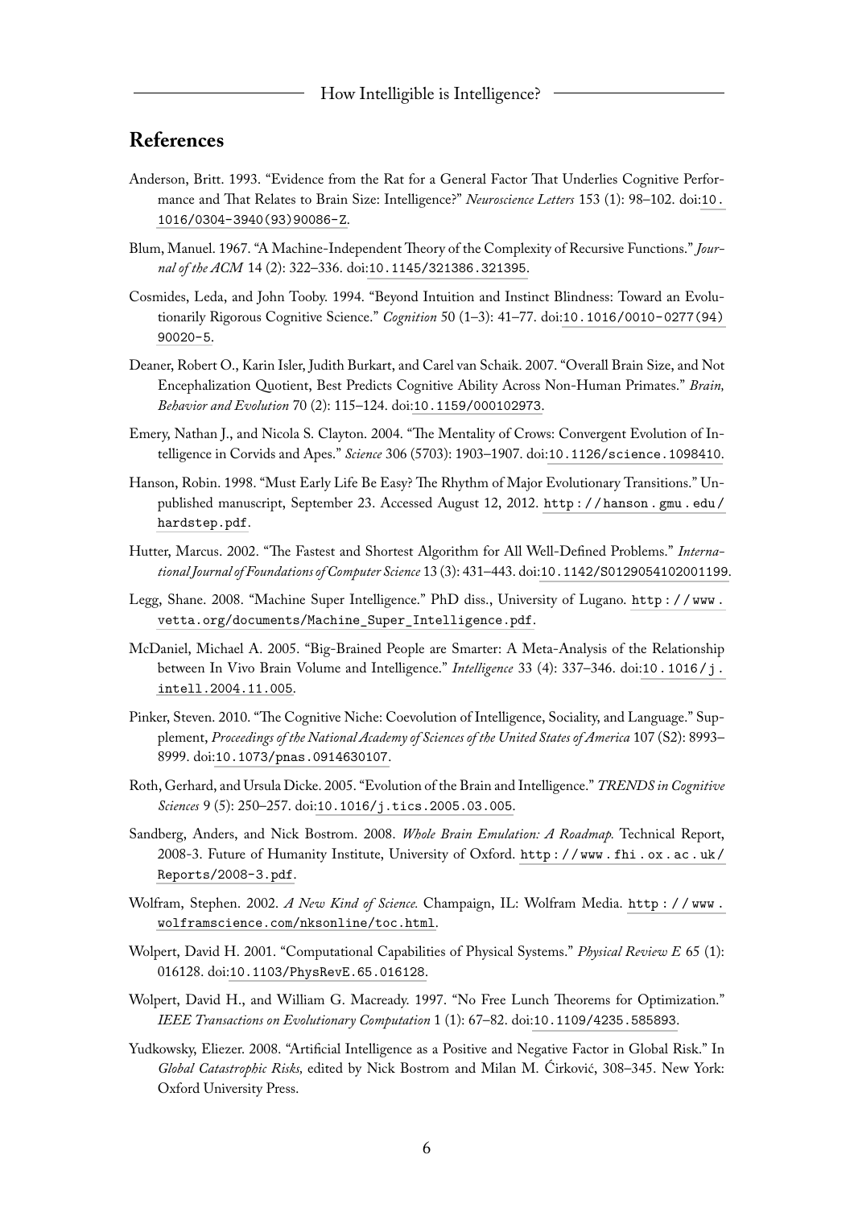## References

Anderson, Britt. 1993. "Evidence from the Rat for a General Factor That Underlies Cognitive Performance and That Relates to Brain Size: Intelligence?" *Neuroscience Letters* 153 (1): 98–102. doi:10.1016/0304-3940(93)90086-Z.

Blum, Manuel. 1967. "A Machine-Independent Theory of the Complexity of Recursive Functions." *Journal of the ACM* 14 (2): 322–336. doi:10.1145/321386.321395.

Cosmides, Leda, and John Tooby. 1994. "Beyond Intuition and Instinct Blindness: Toward an Evolutionarily Rigorous Cognitive Science." *Cognition* 50 (1–3): 41–77. doi:10.1016/0010-0277(94)90020-5.

Deaner, Robert O., Karin Isler, Judith Burkart, and Carel van Schaik. 2007. "Overall Brain Size, and Not Encephalization Quotient, Best Predicts Cognitive Ability Across Non-Human Primates." *Brain, Behavior and Evolution* 70 (2): 115–124. doi:10.1159/000102973.

Emery, Nathan J., and Nicola S. Clayton. 2004. "The Mentality of Crows: Convergent Evolution of Intelligence in Corvids and Apes." *Science* 306 (5703): 1903–1907. doi:10.1126/science.1098410.

Hanson, Robin. 1998. "Must Early Life Be Easy? The Rhythm of Major Evolutionary Transitions." Unpublished manuscript, September 23. Accessed August 12, 2012. http://hanson.gmu.edu/hardstep.pdf.

Hutter, Marcus. 2002. "The Fastest and Shortest Algorithm for All Well-Defined Problems." *International Journal of Foundations of Computer Science* 13 (3): 431–443. doi:10.1142/S0129054102001199.

Legg, Shane. 2008. "Machine Super Intelligence." PhD diss., University of Lugano. http://www.vetta.org/documents/Machine_Super_Intelligence.pdf.

McDaniel, Michael A. 2005. "Big-Brained People are Smarter: A Meta-Analysis of the Relationship between In Vivo Brain Volume and Intelligence." *Intelligence* 33 (4): 337–346. doi:10.1016/j.intell.2004.11.005.

Pinker, Steven. 2010. "The Cognitive Niche: Coevolution of Intelligence, Sociality, and Language." Supplement, *Proceedings of the National Academy of Sciences of the United States of America* 107 (S2): 8993–8999. doi:10.1073/pnas.0914630107.

Roth, Gerhard, and Ursula Dicke. 2005. "Evolution of the Brain and Intelligence." *TRENDS in Cognitive Sciences* 9 (5): 250–257. doi:10.1016/j.tics.2005.03.005.

Sandberg, Anders, and Nick Bostrom. 2008. *Whole Brain Emulation: A Roadmap.* Technical Report, 2008-3. Future of Humanity Institute, University of Oxford. http://www.fhi.ox.ac.uk/Reports/2008-3.pdf.

Wolfram, Stephen. 2002. *A New Kind of Science.* Champaign, IL: Wolfram Media. http://www.wolframscience.com/nksonline/toc.html.

Wolpert, David H. 2001. "Computational Capabilities of Physical Systems." *Physical Review E* 65 (1): 016128. doi:10.1103/PhysRevE.65.016128.

Wolpert, David H., and William G. Macready. 1997. "No Free Lunch Theorems for Optimization." *IEEE Transactions on Evolutionary Computation* 1 (1): 67–82. doi:10.1109/4235.585893.

Yudkowsky, Eliezer. 2008. "Artificial Intelligence as a Positive and Negative Factor in Global Risk." In *Global Catastrophic Risks,* edited by Nick Bostrom and Milan M. Ćirković, 308–345. New York: Oxford University Press.